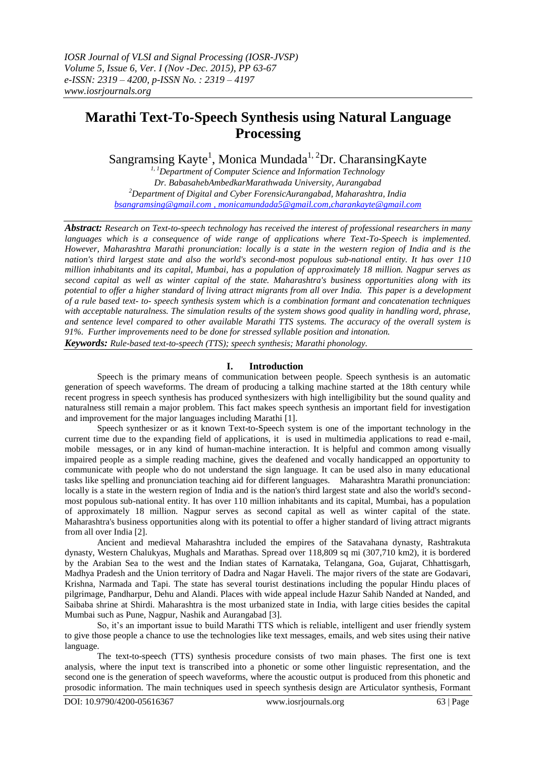# Marathi Text-To-Speech Synthesis using Natural Language Processing

Sangramsing Kayte[1], Monica Mundada[1, 2]Dr. CharansingKayte

[1, 1]Department of Computer Science and Information Technology
Dr. BabasahebAmbedkarMarathwada University, Aurangabad
[2]Department of Digital and Cyber ForensicAurangabad, Maharashtra, India
bsangramsing@gmail.com , monicamundada5@gmail.com,charankayte@gmail.com

***Abstract:*** *Research on Text-to-speech technology has received the interest of professional researchers in many languages which is a consequence of wide range of applications where Text-To-Speech is implemented. However, Maharashtra Marathi pronunciation: locally is a state in the western region of India and is the nation's third largest state and also the world's second-most populous sub-national entity. It has over 110 million inhabitants and its capital, Mumbai, has a population of approximately 18 million. Nagpur serves as second capital as well as winter capital of the state. Maharashtra's business opportunities along with its potential to offer a higher standard of living attract migrants from all over India. This paper is a development of a rule based text- to- speech synthesis system which is a combination formant and concatenation techniques with acceptable naturalness. The simulation results of the system shows good quality in handling word, phrase, and sentence level compared to other available Marathi TTS systems. The accuracy of the overall system is 91%. Further improvements need to be done for stressed syllable position and intonation.*

***Keywords:*** *Rule-based text-to-speech (TTS); speech synthesis; Marathi phonology.*

## I. Introduction

Speech is the primary means of communication between people. Speech synthesis is an automatic generation of speech waveforms. The dream of producing a talking machine started at the 18th century while recent progress in speech synthesis has produced synthesizers with high intelligibility but the sound quality and naturalness still remain a major problem. This fact makes speech synthesis an important field for investigation and improvement for the major languages including Marathi [1].

Speech synthesizer or as it known Text-to-Speech system is one of the important technology in the current time due to the expanding field of applications, it is used in multimedia applications to read e-mail, mobile messages, or in any kind of human-machine interaction. It is helpful and common among visually impaired people as a simple reading machine, gives the deafened and vocally handicapped an opportunity to communicate with people who do not understand the sign language. It can be used also in many educational tasks like spelling and pronunciation teaching aid for different languages. Maharashtra Marathi pronunciation: locally is a state in the western region of India and is the nation's third largest state and also the world's second-most populous sub-national entity. It has over 110 million inhabitants and its capital, Mumbai, has a population of approximately 18 million. Nagpur serves as second capital as well as winter capital of the state. Maharashtra's business opportunities along with its potential to offer a higher standard of living attract migrants from all over India [2].

Ancient and medieval Maharashtra included the empires of the Satavahana dynasty, Rashtrakuta dynasty, Western Chalukyas, Mughals and Marathas. Spread over 118,809 sq mi (307,710 km2), it is bordered by the Arabian Sea to the west and the Indian states of Karnataka, Telangana, Goa, Gujarat, Chhattisgarh, Madhya Pradesh and the Union territory of Dadra and Nagar Haveli. The major rivers of the state are Godavari, Krishna, Narmada and Tapi. The state has several tourist destinations including the popular Hindu places of pilgrimage, Pandharpur, Dehu and Alandi. Places with wide appeal include Hazur Sahib Nanded at Nanded, and Saibaba shrine at Shirdi. Maharashtra is the most urbanized state in India, with large cities besides the capital Mumbai such as Pune, Nagpur, Nashik and Aurangabad [3].

So, it's an important issue to build Marathi TTS which is reliable, intelligent and user friendly system to give those people a chance to use the technologies like text messages, emails, and web sites using their native language.

The text-to-speech (TTS) synthesis procedure consists of two main phases. The first one is text analysis, where the input text is transcribed into a phonetic or some other linguistic representation, and the second one is the generation of speech waveforms, where the acoustic output is produced from this phonetic and prosodic information. The main techniques used in speech synthesis design are Articulator synthesis, Formant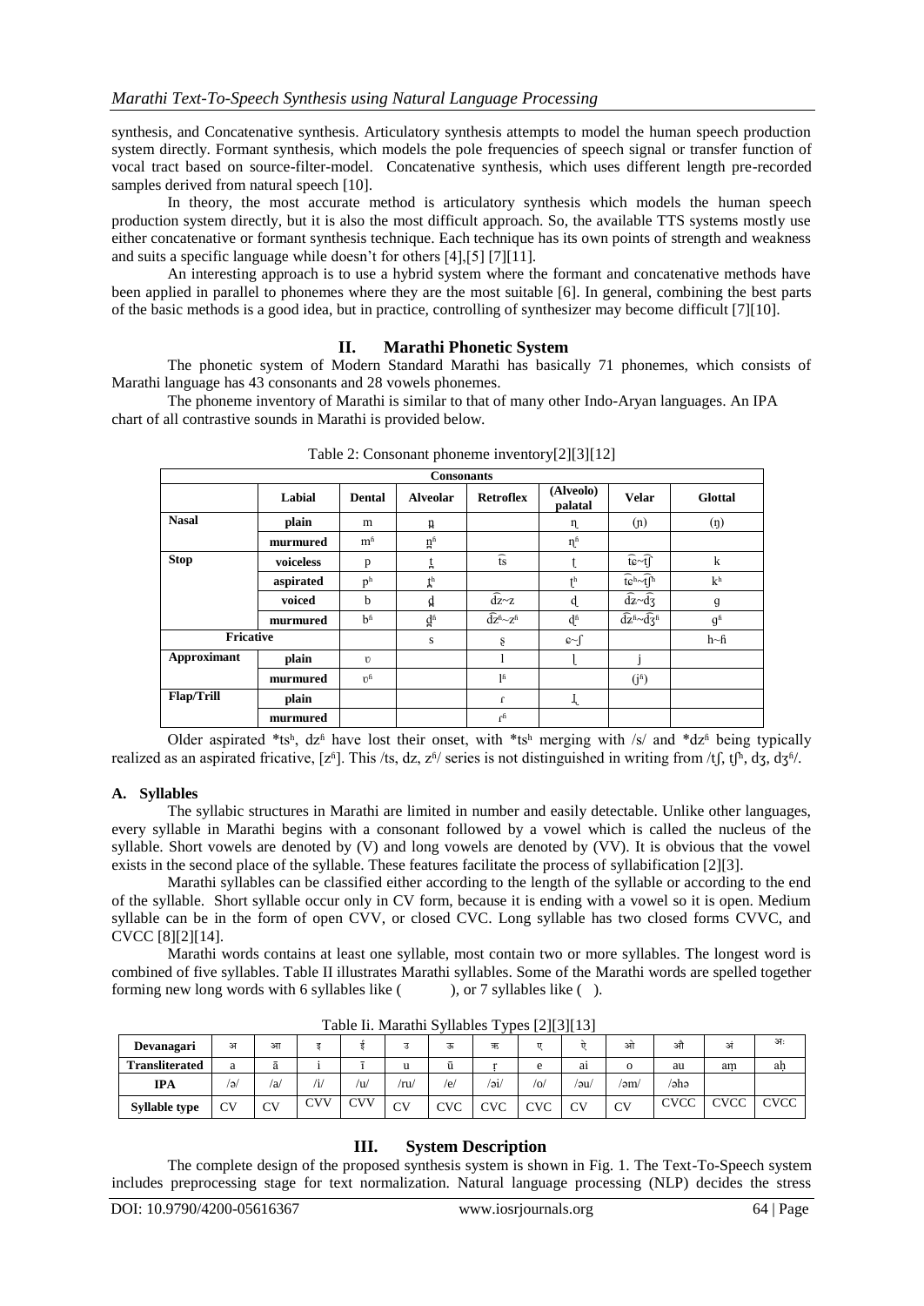synthesis, and Concatenative synthesis. Articulatory synthesis attempts to model the human speech production system directly. Formant synthesis, which models the pole frequencies of speech signal or transfer function of vocal tract based on source-filter-model. Concatenative synthesis, which uses different length pre-recorded samples derived from natural speech [10].

In theory, the most accurate method is articulatory synthesis which models the human speech production system directly, but it is also the most difficult approach. So, the available TTS systems mostly use either concatenative or formant synthesis technique. Each technique has its own points of strength and weakness and suits a specific language while doesn't for others [4],[5] [7][11].

An interesting approach is to use a hybrid system where the formant and concatenative methods have been applied in parallel to phonemes where they are the most suitable [6]. In general, combining the best parts of the basic methods is a good idea, but in practice, controlling of synthesizer may become difficult [7][10].

## II. Marathi Phonetic System

The phonetic system of Modern Standard Marathi has basically 71 phonemes, which consists of Marathi language has 43 consonants and 28 vowels phonemes.

The phoneme inventory of Marathi is similar to that of many other Indo-Aryan languages. An IPA chart of all contrastive sounds in Marathi is provided below.

Table 2: Consonant phoneme inventory[2][3][12]

| Consonants | | | | | | | | |
|---|---|---|---|---|---|---|---|---|
| | | Labial | Dental | Alveolar | Retroflex | (Alveolo) palatal | Velar | Glottal |
| **Nasal** | plain | m | n̪ | | ɳ | (ɲ) | (ŋ) | |
| | murmured | mʱ | n̪ʱ | | ɳʱ | | | |
| **Stop** | voiceless | p | t̪ | t͡s | ʈ | t͡ɕ~t͡ʃ | k | |
| | aspirated | pʰ | t̪ʰ | | ʈʰ | t͡ɕʰ~t͡ʃʰ | kʰ | |
| | voiced | b | d̪ | d͡z~z | ɖ | d͡ʑ~d͡ʒ | ɡ | |
| | murmured | bʱ | d̪ʱ | d͡zʱ~zʱ | ɖʱ | d͡ʑʱ~d͡ʒʱ | ɡʱ | |
| **Fricative** | | | | s | ʂ | ɕ~ʃ | | h~ɦ |
| **Approximant** | plain | ʋ | | l | ɭ | j | | |
| | murmured | ʋʱ | | lʱ | | (jʱ) | | |
| **Flap/Trill** | plain | | | ɾ | ɽ | | | |
| | murmured | | | ɾʱ | | | | |

Older aspirated *tsʰ, dzʱ have lost their onset, with *tsʰ merging with /s/ and *dzʱ being typically realized as an aspirated fricative, [zʱ]. This /ts, dz, zʱ/ series is not distinguished in writing from /tʃ, tʃʰ, dʒ, dʒʱ/.

### A. Syllables

The syllabic structures in Marathi are limited in number and easily detectable. Unlike other languages, every syllable in Marathi begins with a consonant followed by a vowel which is called the nucleus of the syllable. Short vowels are denoted by (V) and long vowels are denoted by (VV). It is obvious that the vowel exists in the second place of the syllable. These features facilitate the process of syllabification [2][3].

Marathi syllables can be classified either according to the length of the syllable or according to the end of the syllable. Short syllable occur only in CV form, because it is ending with a vowel so it is open. Medium syllable can be in the form of open CVV, or closed CVC. Long syllable has two closed forms CVVC, and CVCC [8][2][14].

Marathi words contains at least one syllable, most contain two or more syllables. The longest word is combined of five syllables. Table II illustrates Marathi syllables. Some of the Marathi words are spelled together forming new long words with 6 syllables like ( ), or 7 syllables like ( ).

Table Ii. Marathi Syllables Types [2][3][13]

| Devanagari | अ | आ | इ | ई | उ | ऊ | ऋ | ए | ऐ | ओ | औ | अं | अः |
|---|---|---|---|---|---|---|---|---|---|---|---|---|---|
| Transliterated | a | ā | i | ī | u | ū | ṛ | e | ai | o | au | aṃ | aḥ |
| IPA | /ə/ | /a/ | /i/ | /u/ | /ru/ | /e/ | /əi/ | /o/ | /əu/ | /əm/ | /əhə | | |
| Syllable type | CV | CV | CVV | CVV | CV | CVC | CVC | CVC | CV | CV | CVCC | CVCC | CVCC |

## III. System Description

The complete design of the proposed synthesis system is shown in Fig. 1. The Text-To-Speech system includes preprocessing stage for text normalization. Natural language processing (NLP) decides the stress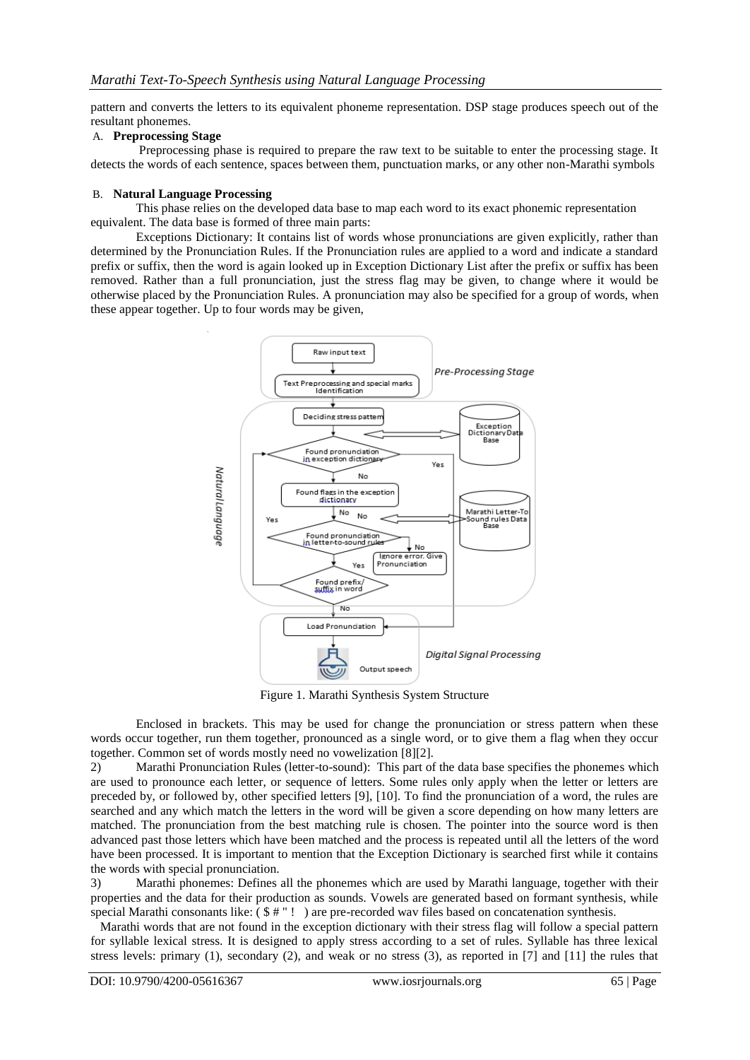pattern and converts the letters to its equivalent phoneme representation. DSP stage produces speech out of the resultant phonemes.

### A. Preprocessing Stage

Preprocessing phase is required to prepare the raw text to be suitable to enter the processing stage. It detects the words of each sentence, spaces between them, punctuation marks, or any other non-Marathi symbols

### B. Natural Language Processing

This phase relies on the developed data base to map each word to its exact phonemic representation equivalent. The data base is formed of three main parts:

Exceptions Dictionary: It contains list of words whose pronunciations are given explicitly, rather than determined by the Pronunciation Rules. If the Pronunciation rules are applied to a word and indicate a standard prefix or suffix, then the word is again looked up in Exception Dictionary List after the prefix or suffix has been removed. Rather than a full pronunciation, just the stress flag may be given, to change where it would be otherwise placed by the Pronunciation Rules. A pronunciation may also be specified for a group of words, when these appear together. Up to four words may be given,

Raw input text

Text Preprocessing and special marks Identification

Pre-Processing Stage

Deciding stress pattern

Exception Dictionary Data Base

Found pronunciation in exception dictionary

Yes

No

Found flags in the exception dictionary

No

No

Yes

Marathi Letter-To-Sound rules Data Base

Found pronunciation in letter-to-sound rules

No

Ignore error. Give Pronunciation

Yes

Found prefix/ suffix in word

No

Natural Language

Load Pronunciation

Output speech

Digital Signal Processing

Figure 1. Marathi Synthesis System Structure

Enclosed in brackets. This may be used for change the pronunciation or stress pattern when these words occur together, run them together, pronounced as a single word, or to give them a flag when they occur together. Common set of words mostly need no vowelization [8][2].

2) Marathi Pronunciation Rules (letter-to-sound): This part of the data base specifies the phonemes which are used to pronounce each letter, or sequence of letters. Some rules only apply when the letter or letters are preceded by, or followed by, other specified letters [9], [10]. To find the pronunciation of a word, the rules are searched and any which match the letters in the word will be given a score depending on how many letters are matched. The pronunciation from the best matching rule is chosen. The pointer into the source word is then advanced past those letters which have been matched and the process is repeated until all the letters of the word have been processed. It is important to mention that the Exception Dictionary is searched first while it contains the words with special pronunciation.

3) Marathi phonemes: Defines all the phonemes which are used by Marathi language, together with their properties and the data for their production as sounds. Vowels are generated based on formant synthesis, while special Marathi consonants like: ( $ # " ! ) are pre-recorded wav files based on concatenation synthesis.

Marathi words that are not found in the exception dictionary with their stress flag will follow a special pattern for syllable lexical stress. It is designed to apply stress according to a set of rules. Syllable has three lexical stress levels: primary (1), secondary (2), and weak or no stress (3), as reported in [7] and [11] the rules that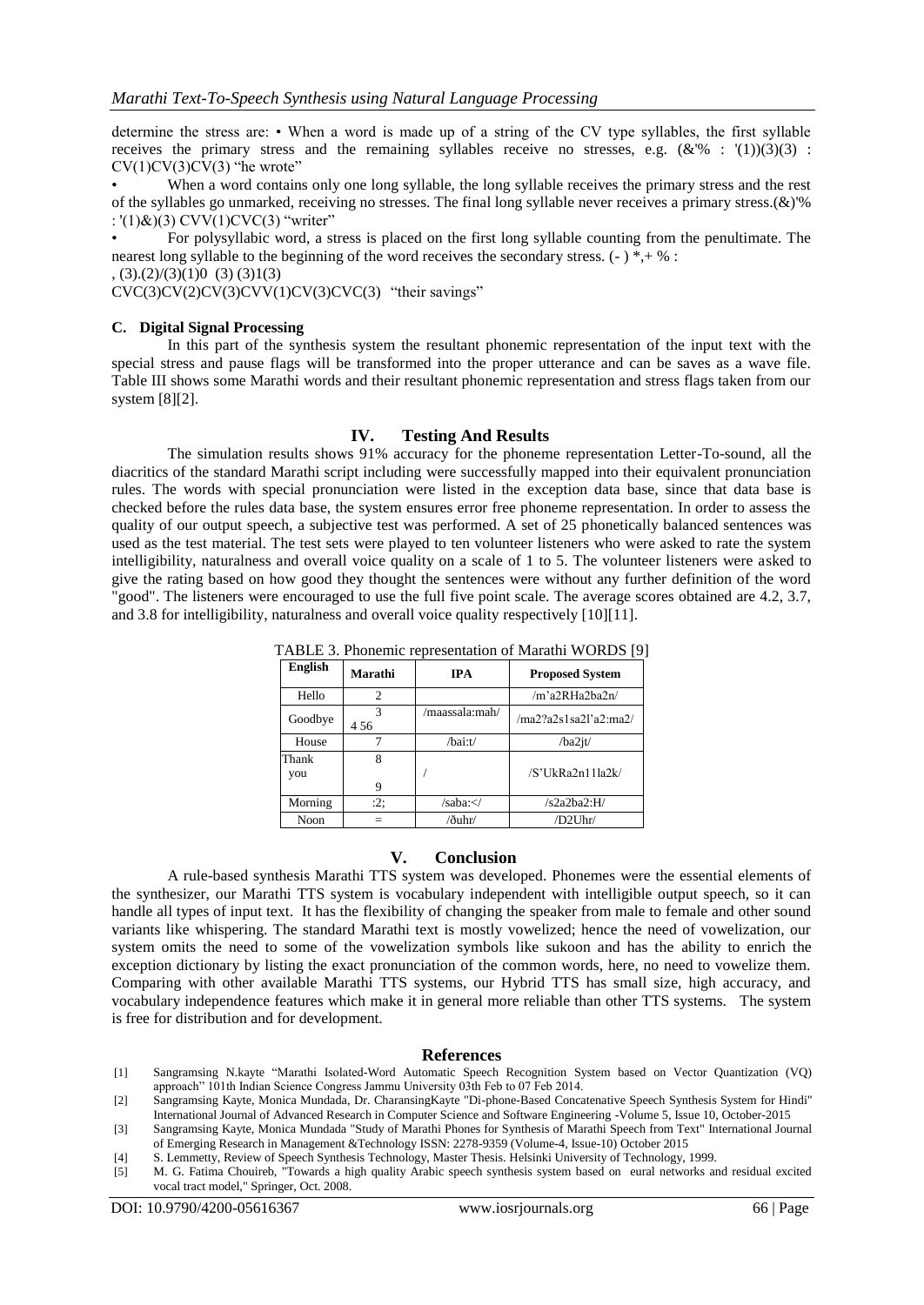determine the stress are: • When a word is made up of a string of the CV type syllables, the first syllable receives the primary stress and the remaining syllables receive no stresses, e.g. (&'% : '(1))(3)(3) : CV(1)CV(3)CV(3) "he wrote"

• When a word contains only one long syllable, the long syllable receives the primary stress and the rest of the syllables go unmarked, receiving no stresses. The final long syllable never receives a primary stress.(&)'% : '(1)&)(3) CVV(1)CVC(3) "writer"

• For polysyllabic word, a stress is placed on the first long syllable counting from the penultimate. The nearest long syllable to the beginning of the word receives the secondary stress. (- ) *,+ % :
, (3).(2)/(3)(1)0 (3) (3)1(3)
CVC(3)CV(2)CV(3)CVV(1)CV(3)CVC(3) "their savings"

### C. Digital Signal Processing

In this part of the synthesis system the resultant phonemic representation of the input text with the special stress and pause flags will be transformed into the proper utterance and can be saves as a wave file. Table III shows some Marathi words and their resultant phonemic representation and stress flags taken from our system [8][2].

## IV. Testing And Results

The simulation results shows 91% accuracy for the phoneme representation Letter-To-sound, all the diacritics of the standard Marathi script including were successfully mapped into their equivalent pronunciation rules. The words with special pronunciation were listed in the exception data base, since that data base is checked before the rules data base, the system ensures error free phoneme representation. In order to assess the quality of our output speech, a subjective test was performed. A set of 25 phonetically balanced sentences was used as the test material. The test sets were played to ten volunteer listeners who were asked to rate the system intelligibility, naturalness and overall voice quality on a scale of 1 to 5. The volunteer listeners were asked to give the rating based on how good they thought the sentences were without any further definition of the word "good". The listeners were encouraged to use the full five point scale. The average scores obtained are 4.2, 3.7, and 3.8 for intelligibility, naturalness and overall voice quality respectively [10][11].

TABLE 3. Phonemic representation of Marathi WORDS [9]

| English | Marathi | IPA | Proposed System |
| --- | --- | --- | --- |
| Hello | 2 | | /m'a2RHa2ba2n/ |
| Goodbye | 3 4 56 | /maassala:mah/ | /ma2?a2s1sa2l'a2:ma2/ |
| House | 7 | /bai:t/ | /ba2jt/ |
| Thank you | 8 9 | / | /S'UkRa2n11la2k/ |
| Morning | :2; | /saba:</ | /s2a2ba2:H/ |
| Noon | = | /ðuhr/ | /D2Uhr/ |

## V. Conclusion

A rule-based synthesis Marathi TTS system was developed. Phonemes were the essential elements of the synthesizer, our Marathi TTS system is vocabulary independent with intelligible output speech, so it can handle all types of input text. It has the flexibility of changing the speaker from male to female and other sound variants like whispering. The standard Marathi text is mostly vowelized; hence the need of vowelization, our system omits the need to some of the vowelization symbols like sukoon and has the ability to enrich the exception dictionary by listing the exact pronunciation of the common words, here, no need to vowelize them. Comparing with other available Marathi TTS systems, our Hybrid TTS has small size, high accuracy, and vocabulary independence features which make it in general more reliable than other TTS systems. The system is free for distribution and for development.

## References

[1] Sangramsing N.kayte "Marathi Isolated-Word Automatic Speech Recognition System based on Vector Quantization (VQ) approach" 101th Indian Science Congress Jammu University 03th Feb to 07 Feb 2014.

[2] Sangramsing Kayte, Monica Mundada, Dr. CharansingKayte "Di-phone-Based Concatenative Speech Synthesis System for Hindi" International Journal of Advanced Research in Computer Science and Software Engineering -Volume 5, Issue 10, October-2015

[3] Sangramsing Kayte, Monica Mundada "Study of Marathi Phones for Synthesis of Marathi Speech from Text" International Journal of Emerging Research in Management &Technology ISSN: 2278-9359 (Volume-4, Issue-10) October 2015

[4] S. Lemmetty, Review of Speech Synthesis Technology, Master Thesis. Helsinki University of Technology, 1999.

[5] M. G. Fatima Chouireb, "Towards a high quality Arabic speech synthesis system based on eural networks and residual excited vocal tract model," Springer, Oct. 2008.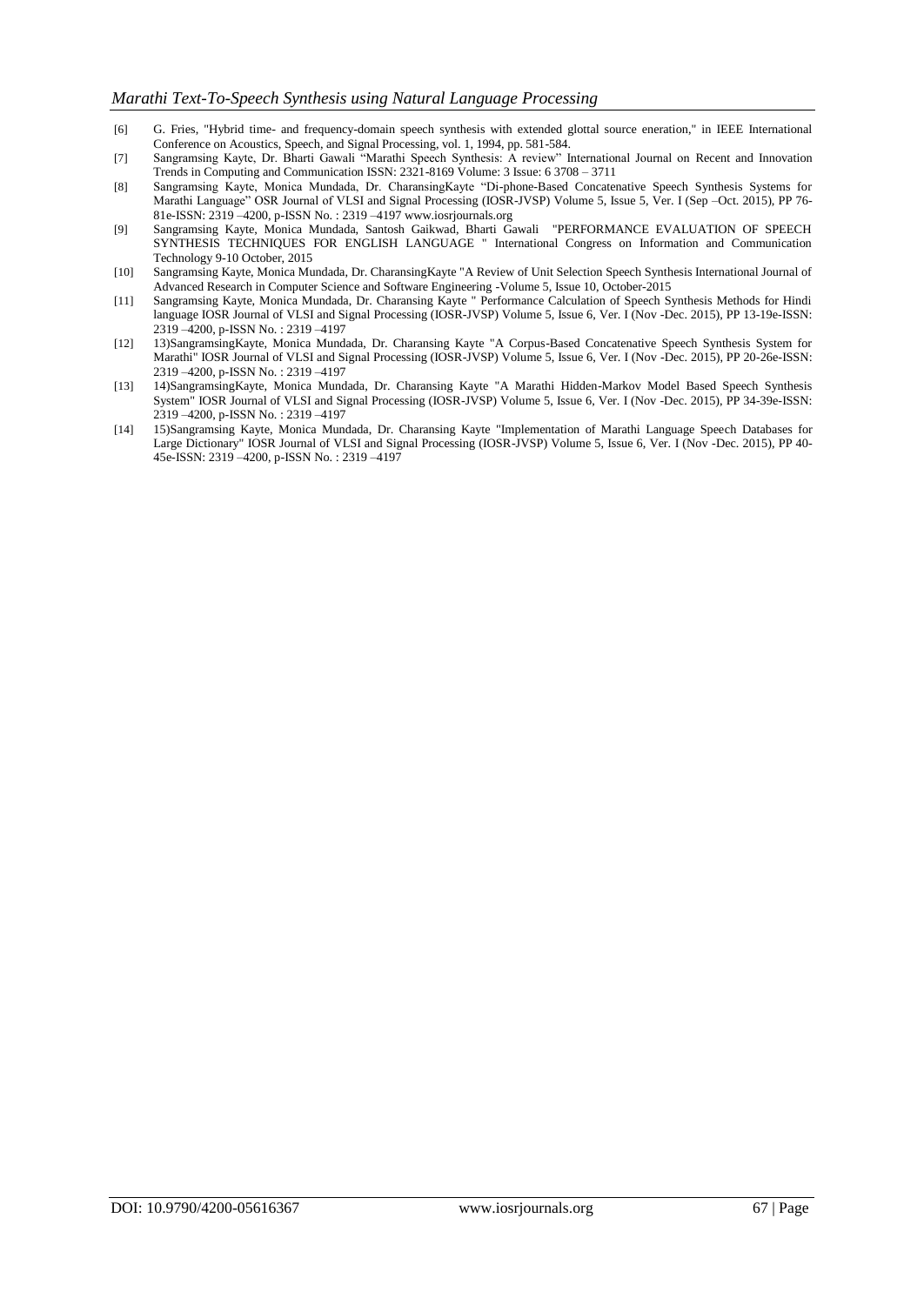[6] G. Fries, "Hybrid time- and frequency-domain speech synthesis with extended glottal source eneration," in IEEE International Conference on Acoustics, Speech, and Signal Processing, vol. 1, 1994, pp. 581-584.

[7] Sangramsing Kayte, Dr. Bharti Gawali "Marathi Speech Synthesis: A review" International Journal on Recent and Innovation Trends in Computing and Communication ISSN: 2321-8169 Volume: 3 Issue: 6 3708 – 3711

[8] Sangramsing Kayte, Monica Mundada, Dr. CharansingKayte "Di-phone-Based Concatenative Speech Synthesis Systems for Marathi Language" OSR Journal of VLSI and Signal Processing (IOSR-JVSP) Volume 5, Issue 5, Ver. I (Sep –Oct. 2015), PP 76-81e-ISSN: 2319 –4200, p-ISSN No. : 2319 –4197 www.iosrjournals.org

[9] Sangramsing Kayte, Monica Mundada, Santosh Gaikwad, Bharti Gawali "PERFORMANCE EVALUATION OF SPEECH SYNTHESIS TECHNIQUES FOR ENGLISH LANGUAGE " International Congress on Information and Communication Technology 9-10 October, 2015

[10] Sangramsing Kayte, Monica Mundada, Dr. CharansingKayte "A Review of Unit Selection Speech Synthesis International Journal of Advanced Research in Computer Science and Software Engineering -Volume 5, Issue 10, October-2015

[11] Sangramsing Kayte, Monica Mundada, Dr. Charansing Kayte " Performance Calculation of Speech Synthesis Methods for Hindi language IOSR Journal of VLSI and Signal Processing (IOSR-JVSP) Volume 5, Issue 6, Ver. I (Nov -Dec. 2015), PP 13-19e-ISSN: 2319 –4200, p-ISSN No. : 2319 –4197

[12] 13)SangramsingKayte, Monica Mundada, Dr. Charansing Kayte "A Corpus-Based Concatenative Speech Synthesis System for Marathi" IOSR Journal of VLSI and Signal Processing (IOSR-JVSP) Volume 5, Issue 6, Ver. I (Nov -Dec. 2015), PP 20-26e-ISSN: 2319 –4200, p-ISSN No. : 2319 –4197

[13] 14)SangramsingKayte, Monica Mundada, Dr. Charansing Kayte "A Marathi Hidden-Markov Model Based Speech Synthesis System" IOSR Journal of VLSI and Signal Processing (IOSR-JVSP) Volume 5, Issue 6, Ver. I (Nov -Dec. 2015), PP 34-39e-ISSN: 2319 –4200, p-ISSN No. : 2319 –4197

[14] 15)Sangramsing Kayte, Monica Mundada, Dr. Charansing Kayte "Implementation of Marathi Language Speech Databases for Large Dictionary" IOSR Journal of VLSI and Signal Processing (IOSR-JVSP) Volume 5, Issue 6, Ver. I (Nov -Dec. 2015), PP 40-45e-ISSN: 2319 –4200, p-ISSN No. : 2319 –4197